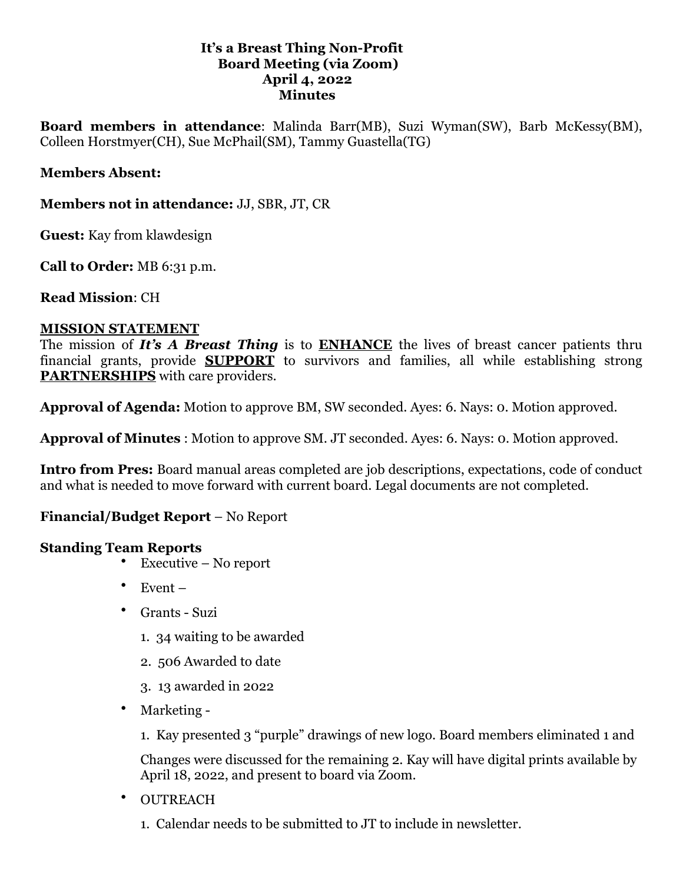# It's a Breast Thing Non-Profit
## Board Meeting (via Zoom)
## April 4, 2022
## Minutes

**Board members in attendance**: Malinda Barr(MB), Suzi Wyman(SW), Barb McKessy(BM), Colleen Horstmyer(CH), Sue McPhail(SM), Tammy Guastella(TG)

**Members Absent:**

**Members not in attendance:** JJ, SBR, JT, CR

**Guest:** Kay from klawdesign

**Call to Order:** MB 6:31 p.m.

**Read Mission**: CH

**<u>MISSION STATEMENT</u>**

The mission of ***It's A Breast Thing*** is to **<u>ENHANCE</u>** the lives of breast cancer patients thru financial grants, provide **<u>SUPPORT</u>** to survivors and families, all while establishing strong **<u>PARTNERSHIPS</u>** with care providers.

**Approval of Agenda:** Motion to approve BM, SW seconded. Ayes: 6. Nays: 0. Motion approved.

**Approval of Minutes** : Motion to approve SM. JT seconded. Ayes: 6. Nays: 0. Motion approved.

**Intro from Pres:** Board manual areas completed are job descriptions, expectations, code of conduct and what is needed to move forward with current board. Legal documents are not completed.

**Financial/Budget Report** – No Report

**Standing Team Reports**

- Executive – No report
- Event –
- Grants - Suzi
  1. 34 waiting to be awarded
  2. 506 Awarded to date
  3. 13 awarded in 2022
- Marketing -
  1. Kay presented 3 "purple" drawings of new logo. Board members eliminated 1 and

     Changes were discussed for the remaining 2. Kay will have digital prints available by April 18, 2022, and present to board via Zoom.
- OUTREACH
  1. Calendar needs to be submitted to JT to include in newsletter.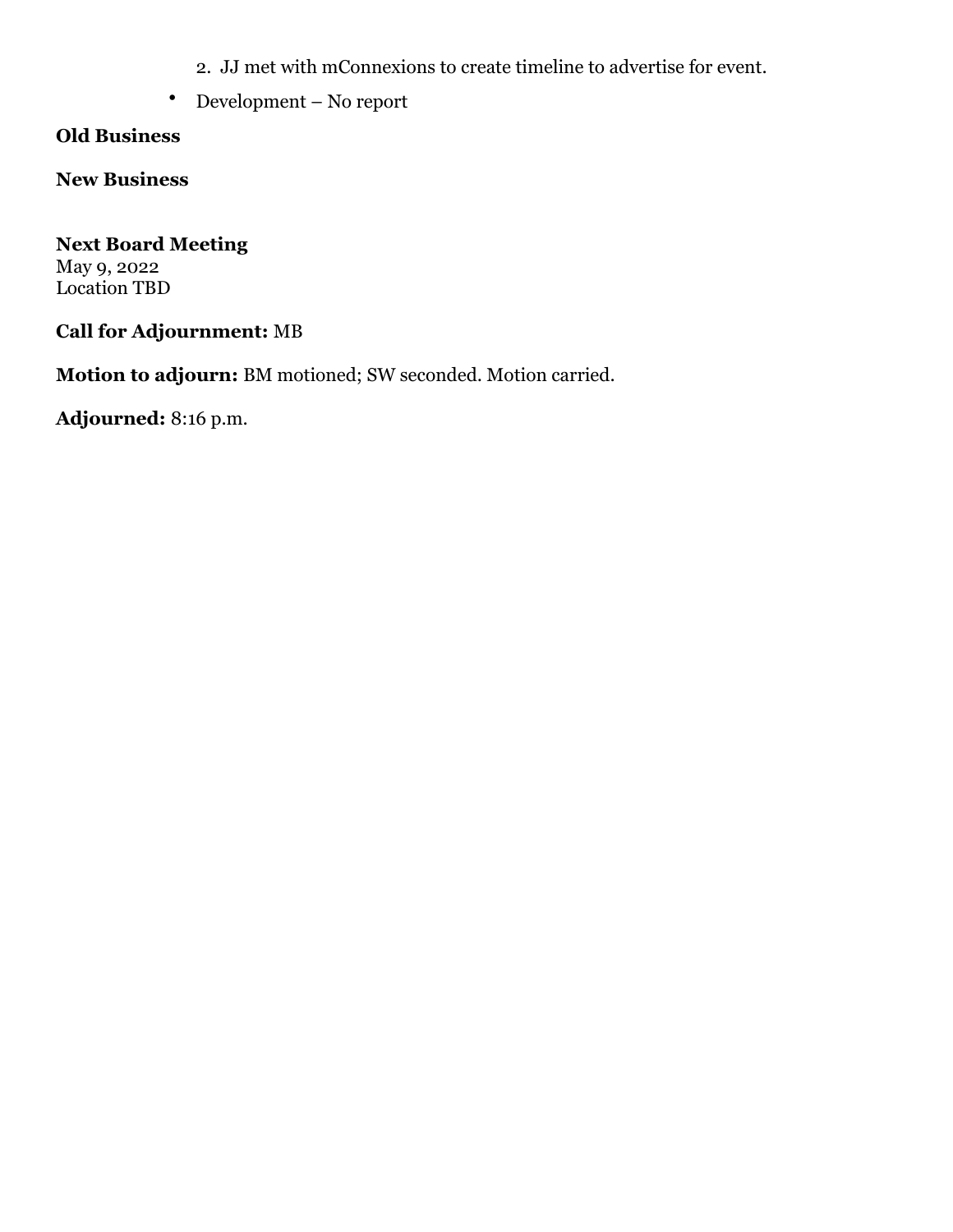2. JJ met with mConnexions to create timeline to advertise for event.

- Development – No report

**Old Business**

**New Business**

**Next Board Meeting**
May 9, 2022
Location TBD

**Call for Adjournment:** MB

**Motion to adjourn:** BM motioned; SW seconded. Motion carried.

**Adjourned:** 8:16 p.m.